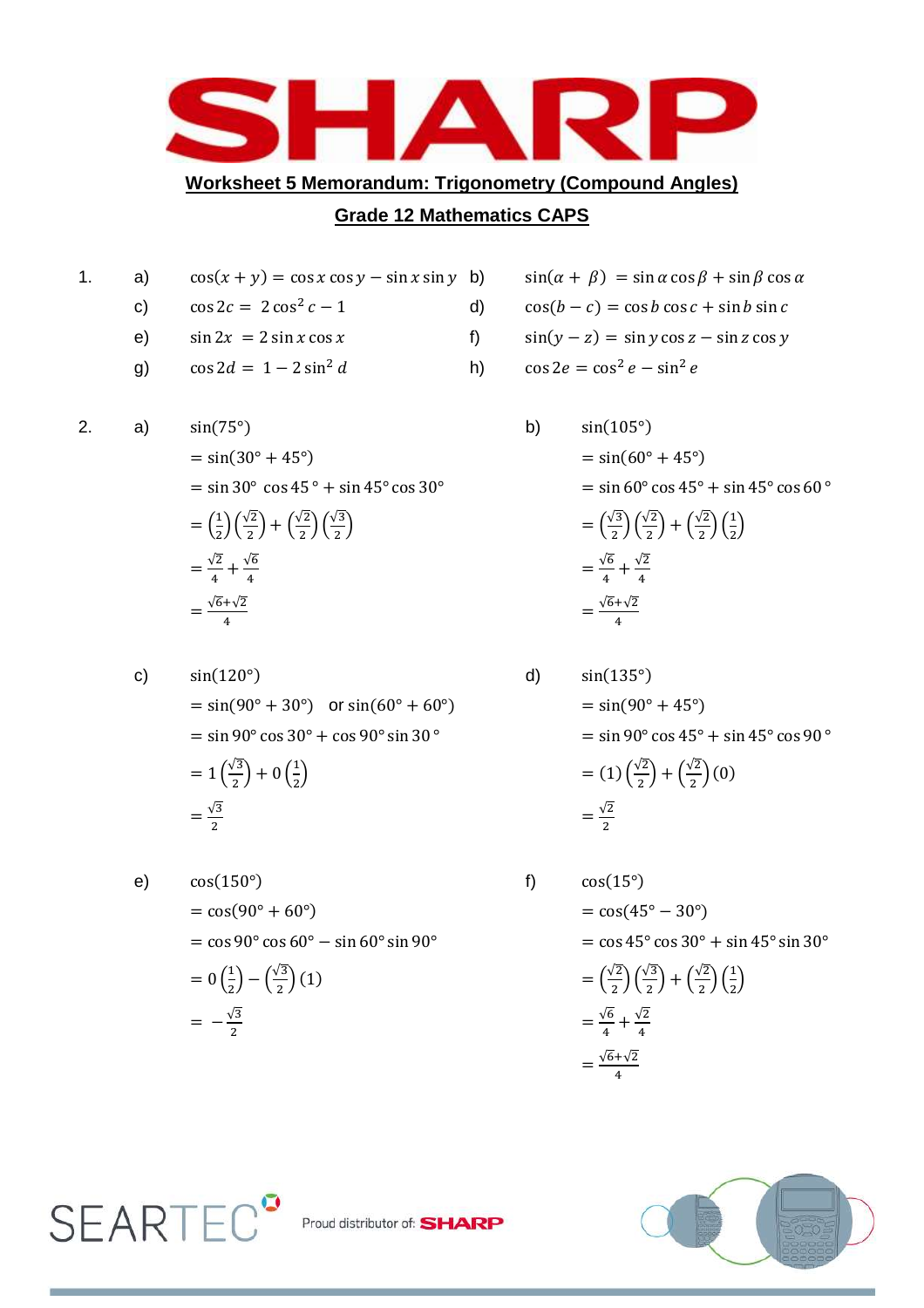## Worksheet 5 Memorandum: Trigonometry (Compound Angles)

## Grade 12 Mathematics CAPS

1.

a) $\cos(x + y) = \cos x \cos y - \sin x \sin y$

b) $\sin(\alpha + \beta) = \sin \alpha \cos \beta + \sin \beta \cos \alpha$

c) $\cos 2c = 2\cos^2 c - 1$

d) $\cos(b - c) = \cos b \cos c + \sin b \sin c$

e) $\sin 2x = 2 \sin x \cos x$

f) $\sin(y - z) = \sin y \cos z - \sin z \cos y$

g) $\cos 2d = 1 - 2\sin^2 d$

h) $\cos 2e = \cos^2 e - \sin^2 e$

2.

a)
$$\begin{aligned}
&\sin(75°) \\
&= \sin(30° + 45°) \\
&= \sin 30° \cos 45° + \sin 45° \cos 30° \\
&= \left(\tfrac{1}{2}\right)\left(\tfrac{\sqrt{2}}{2}\right) + \left(\tfrac{\sqrt{2}}{2}\right)\left(\tfrac{\sqrt{3}}{2}\right) \\
&= \tfrac{\sqrt{2}}{4} + \tfrac{\sqrt{6}}{4} \\
&= \tfrac{\sqrt{6}+\sqrt{2}}{4}
\end{aligned}$$

b)
$$\begin{aligned}
&\sin(105°) \\
&= \sin(60° + 45°) \\
&= \sin 60° \cos 45° + \sin 45° \cos 60° \\
&= \left(\tfrac{\sqrt{3}}{2}\right)\left(\tfrac{\sqrt{2}}{2}\right) + \left(\tfrac{\sqrt{2}}{2}\right)\left(\tfrac{1}{2}\right) \\
&= \tfrac{\sqrt{6}}{4} + \tfrac{\sqrt{2}}{4} \\
&= \tfrac{\sqrt{6}+\sqrt{2}}{4}
\end{aligned}$$

c)
$$\begin{aligned}
&\sin(120°) \\
&= \sin(90° + 30°) \quad \text{or } \sin(60° + 60°) \\
&= \sin 90° \cos 30° + \cos 90° \sin 30° \\
&= 1\left(\tfrac{\sqrt{3}}{2}\right) + 0\left(\tfrac{1}{2}\right) \\
&= \tfrac{\sqrt{3}}{2}
\end{aligned}$$

d)
$$\begin{aligned}
&\sin(135°) \\
&= \sin(90° + 45°) \\
&= \sin 90° \cos 45° + \sin 45° \cos 90° \\
&= (1)\left(\tfrac{\sqrt{2}}{2}\right) + \left(\tfrac{\sqrt{2}}{2}\right)(0) \\
&= \tfrac{\sqrt{2}}{2}
\end{aligned}$$

e)
$$\begin{aligned}
&\cos(150°) \\
&= \cos(90° + 60°) \\
&= \cos 90° \cos 60° - \sin 60° \sin 90° \\
&= 0\left(\tfrac{1}{2}\right) - \left(\tfrac{\sqrt{3}}{2}\right)(1) \\
&= -\tfrac{\sqrt{3}}{2}
\end{aligned}$$

f)
$$\begin{aligned}
&\cos(15°) \\
&= \cos(45° - 30°) \\
&= \cos 45° \cos 30° + \sin 45° \sin 30° \\
&= \left(\tfrac{\sqrt{2}}{2}\right)\left(\tfrac{\sqrt{3}}{2}\right) + \left(\tfrac{\sqrt{2}}{2}\right)\left(\tfrac{1}{2}\right) \\
&= \tfrac{\sqrt{6}}{4} + \tfrac{\sqrt{2}}{4} \\
&= \tfrac{\sqrt{6}+\sqrt{2}}{4}
\end{aligned}$$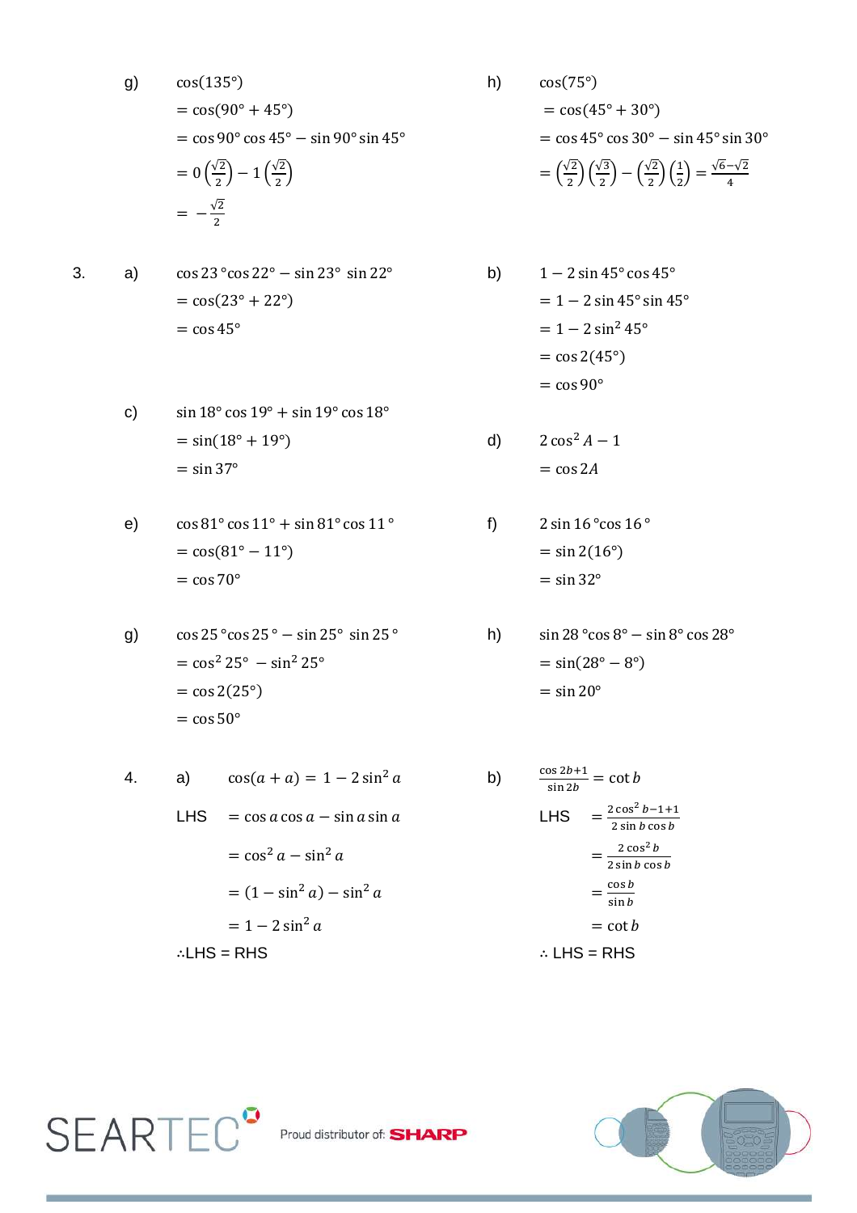g) $\cos(135°)$
$= \cos(90° + 45°)$
$= \cos 90° \cos 45° - \sin 90° \sin 45°$
$= 0\left(\frac{\sqrt{2}}{2}\right) - 1\left(\frac{\sqrt{2}}{2}\right)$
$= -\frac{\sqrt{2}}{2}$

h) $\cos(75°)$
$= \cos(45° + 30°)$
$= \cos 45° \cos 30° - \sin 45° \sin 30°$
$= \left(\frac{\sqrt{2}}{2}\right)\left(\frac{\sqrt{3}}{2}\right) - \left(\frac{\sqrt{2}}{2}\right)\left(\frac{1}{2}\right) = \frac{\sqrt{6}-\sqrt{2}}{4}$

3. a) $\cos 23° \cos 22° - \sin 23° \sin 22°$
$= \cos(23° + 22°)$
$= \cos 45°$

b) $1 - 2\sin 45° \cos 45°$
$= 1 - 2\sin 45° \sin 45°$
$= 1 - 2\sin^2 45°$
$= \cos 2(45°)$
$= \cos 90°$

c) $\sin 18° \cos 19° + \sin 19° \cos 18°$
$= \sin(18° + 19°)$
$= \sin 37°$

d) $2\cos^2 A - 1$
$= \cos 2A$

e) $\cos 81° \cos 11° + \sin 81° \cos 11°$
$= \cos(81° - 11°)$
$= \cos 70°$

f) $2 \sin 16° \cos 16°$
$= \sin 2(16°)$
$= \sin 32°$

g) $\cos 25° \cos 25° - \sin 25° \sin 25°$
$= \cos^2 25° - \sin^2 25°$
$= \cos 2(25°)$
$= \cos 50°$

h) $\sin 28° \cos 8° - \sin 8° \cos 28°$
$= \sin(28° - 8°)$
$= \sin 20°$

4. a) $\cos(a + a) = 1 - 2\sin^2 a$

LHS $= \cos a \cos a - \sin a \sin a$
$= \cos^2 a - \sin^2 a$
$= (1 - \sin^2 a) - \sin^2 a$
$= 1 - 2\sin^2 a$

∴LHS = RHS

b) $\frac{\cos 2b + 1}{\sin 2b} = \cot b$

LHS $= \frac{2\cos^2 b - 1 + 1}{2\sin b \cos b}$
$= \frac{2\cos^2 b}{2\sin b \cos b}$
$= \frac{\cos b}{\sin b}$
$= \cot b$

∴ LHS = RHS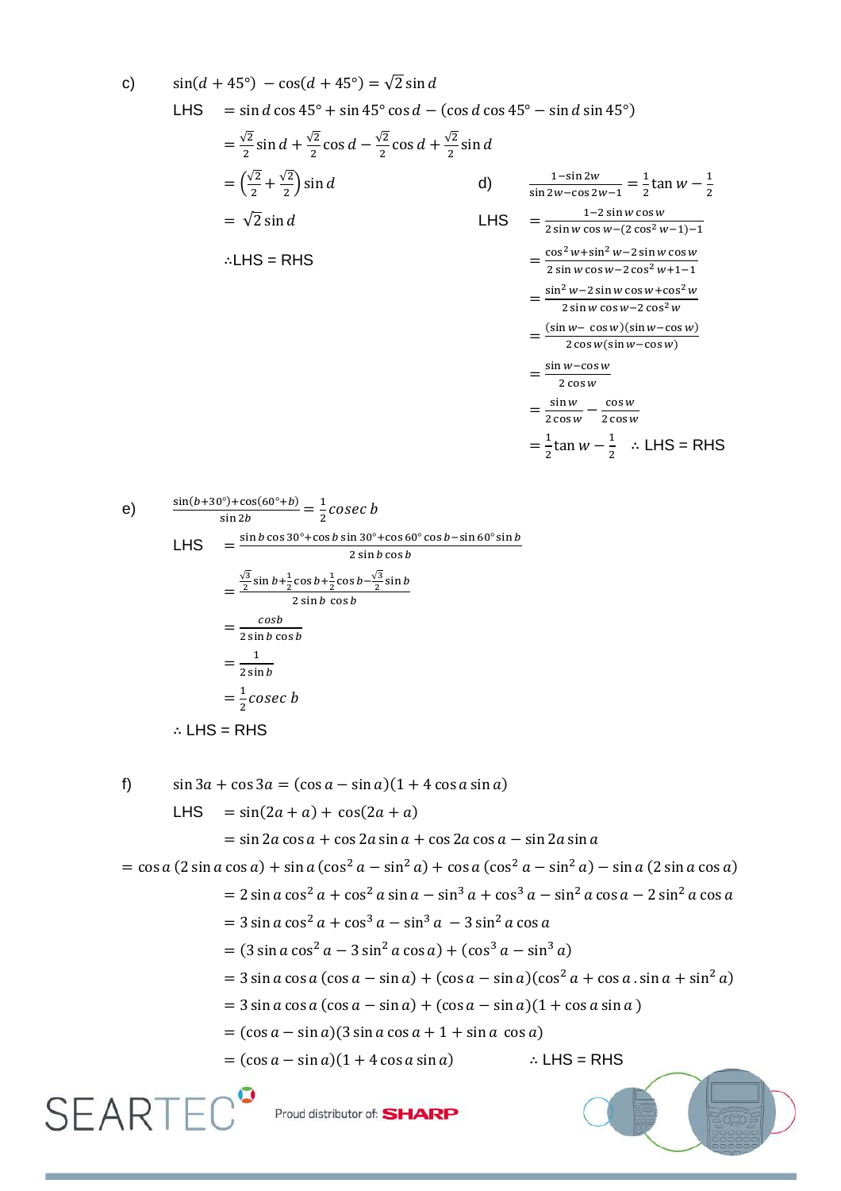c) $\sin(d + 45°) - \cos(d + 45°) = \sqrt{2}\sin d$

LHS $= \sin d \cos 45° + \sin 45° \cos d - (\cos d \cos 45° - \sin d \sin 45°)$

$= \frac{\sqrt{2}}{2}\sin d + \frac{\sqrt{2}}{2}\cos d - \frac{\sqrt{2}}{2}\cos d + \frac{\sqrt{2}}{2}\sin d$

$= \left(\frac{\sqrt{2}}{2} + \frac{\sqrt{2}}{2}\right)\sin d$

$= \sqrt{2}\sin d$

∴LHS = RHS

d) $\frac{1-\sin 2w}{\sin 2w - \cos 2w - 1} = \frac{1}{2}\tan w - \frac{1}{2}$

LHS $= \frac{1-2\sin w\cos w}{2\sin w\cos w-(2\cos^2 w-1)-1}$

$= \frac{\cos^2 w+\sin^2 w-2\sin w\cos w}{2\sin w\cos w-2\cos^2 w+1-1}$

$= \frac{\sin^2 w-2\sin w\cos w+\cos^2 w}{2\sin w\cos w-2\cos^2 w}$

$= \frac{(\sin w-\cos w)(\sin w-\cos w)}{2\cos w(\sin w-\cos w)}$

$= \frac{\sin w-\cos w}{2\cos w}$

$= \frac{\sin w}{2\cos w} - \frac{\cos w}{2\cos w}$

$= \frac{1}{2}\tan w - \frac{1}{2}$ ∴ LHS = RHS

e) $\frac{\sin(b+30°)+\cos(60°+b)}{\sin 2b} = \frac{1}{2}cosec\ b$

LHS $= \frac{\sin b\cos 30°+\cos b\sin 30°+\cos 60°\cos b-\sin 60°\sin b}{2\sin b\cos b}$

$= \frac{\frac{\sqrt{3}}{2}\sin b+\frac{1}{2}\cos b+\frac{1}{2}\cos b-\frac{\sqrt{3}}{2}\sin b}{2\sin b\cos b}$

$= \frac{\cos b}{2\sin b\cos b}$

$= \frac{1}{2\sin b}$

$= \frac{1}{2}cosec\ b$

∴ LHS = RHS

f) $\sin 3a + \cos 3a = (\cos a - \sin a)(1 + 4\cos a\sin a)$

LHS $= \sin(2a + a) + \cos(2a + a)$

$= \sin 2a\cos a + \cos 2a\sin a + \cos 2a\cos a - \sin 2a\sin a$

$= \cos a\,(2\sin a\cos a) + \sin a\,(\cos^2 a - \sin^2 a) + \cos a\,(\cos^2 a - \sin^2 a) - \sin a\,(2\sin a\cos a)$

$= 2\sin a\cos^2 a + \cos^2 a\sin a - \sin^3 a + \cos^3 a - \sin^2 a\cos a - 2\sin^2 a\cos a$

$= 3\sin a\cos^2 a + \cos^3 a - \sin^3 a - 3\sin^2 a\cos a$

$= (3\sin a\cos^2 a - 3\sin^2 a\cos a) + (\cos^3 a - \sin^3 a)$

$= 3\sin a\cos a\,(\cos a - \sin a) + (\cos a - \sin a)(\cos^2 a + \cos a.\sin a + \sin^2 a)$

$= 3\sin a\cos a\,(\cos a - \sin a) + (\cos a - \sin a)(1 + \cos a\sin a)$

$= (\cos a - \sin a)(3\sin a\cos a + 1 + \sin a\cos a)$

$= (\cos a - \sin a)(1 + 4\cos a\sin a)$ ∴ LHS = RHS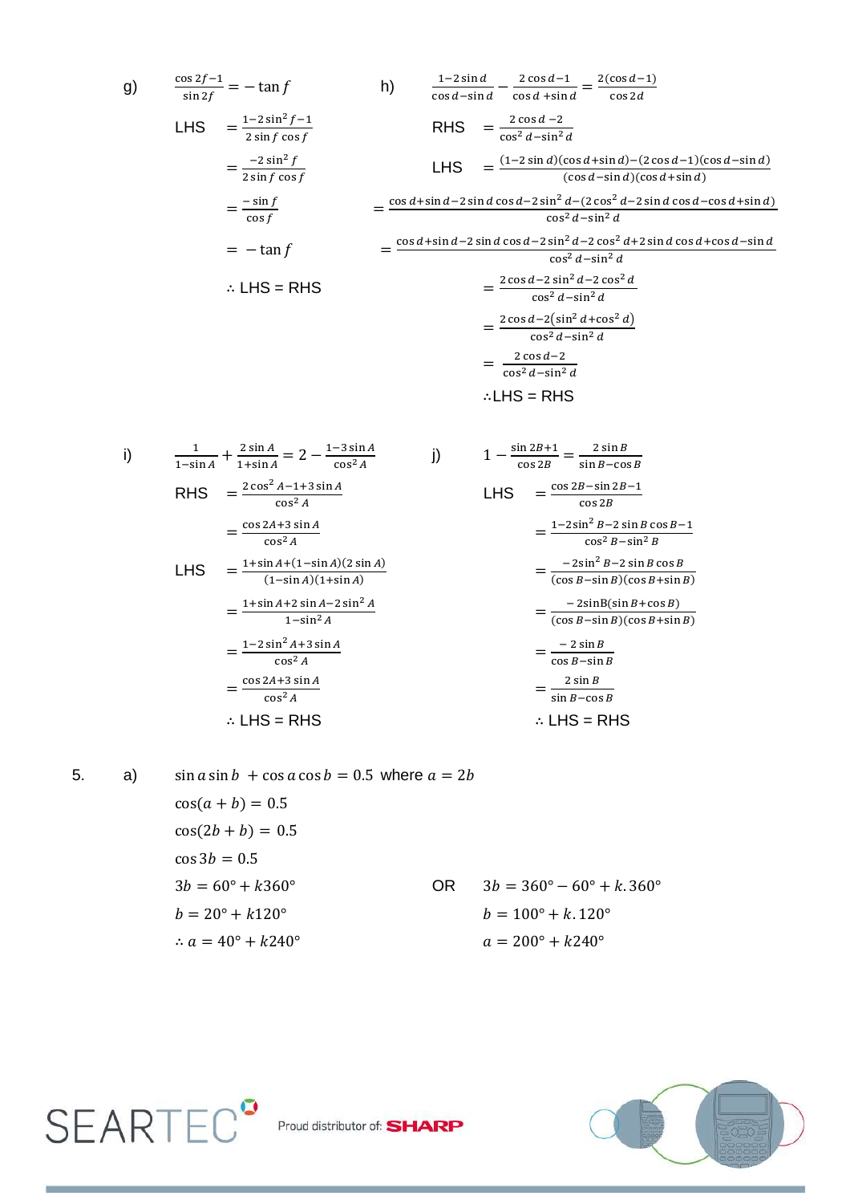g) $\frac{\cos 2f - 1}{\sin 2f} = -\tan f$

LHS $= \frac{1 - 2\sin^2 f - 1}{2\sin f \cos f}$

$= \frac{-2\sin^2 f}{2\sin f \cos f}$

$= \frac{-\sin f}{\cos f}$

$= -\tan f$

$\therefore$ LHS = RHS

h) $\frac{1 - 2\sin d}{\cos d - \sin d} - \frac{2\cos d - 1}{\cos d + \sin d} = \frac{2(\cos d - 1)}{\cos 2d}$

RHS $= \frac{2\cos d - 2}{\cos^2 d - \sin^2 d}$

LHS $= \frac{(1 - 2\sin d)(\cos d + \sin d) - (2\cos d - 1)(\cos d - \sin d)}{(\cos d - \sin d)(\cos d + \sin d)}$

$= \frac{\cos d + \sin d - 2\sin d\cos d - 2\sin^2 d - (2\cos^2 d - 2\sin d\cos d - \cos d + \sin d)}{\cos^2 d - \sin^2 d}$

$= \frac{\cos d + \sin d - 2\sin d\cos d - 2\sin^2 d - 2\cos^2 d + 2\sin d\cos d + \cos d - \sin d}{\cos^2 d - \sin^2 d}$

$= \frac{2\cos d - 2\sin^2 d - 2\cos^2 d}{\cos^2 d - \sin^2 d}$

$= \frac{2\cos d - 2(\sin^2 d + \cos^2 d)}{\cos^2 d - \sin^2 d}$

$= \frac{2\cos d - 2}{\cos^2 d - \sin^2 d}$

$\therefore$LHS = RHS

i) $\frac{1}{1 - \sin A} + \frac{2\sin A}{1 + \sin A} = 2 - \frac{1 - 3\sin A}{\cos^2 A}$

RHS $= \frac{2\cos^2 A - 1 + 3\sin A}{\cos^2 A}$

$= \frac{\cos 2A + 3\sin A}{\cos^2 A}$

LHS $= \frac{1 + \sin A + (1 - \sin A)(2\sin A)}{(1 - \sin A)(1 + \sin A)}$

$= \frac{1 + \sin A + 2\sin A - 2\sin^2 A}{1 - \sin^2 A}$

$= \frac{1 - 2\sin^2 A + 3\sin A}{\cos^2 A}$

$= \frac{\cos 2A + 3\sin A}{\cos^2 A}$

$\therefore$ LHS = RHS

j) $1 - \frac{\sin 2B + 1}{\cos 2B} = \frac{2\sin B}{\sin B - \cos B}$

LHS $= \frac{\cos 2B - \sin 2B - 1}{\cos 2B}$

$= \frac{1 - 2\sin^2 B - 2\sin B\cos B - 1}{\cos^2 B - \sin^2 B}$

$= \frac{-2\sin^2 B - 2\sin B\cos B}{(\cos B - \sin B)(\cos B + \sin B)}$

$= \frac{-2\sin B(\sin B + \cos B)}{(\cos B - \sin B)(\cos B + \sin B)}$

$= \frac{-2\sin B}{\cos B - \sin B}$

$= \frac{2\sin B}{\sin B - \cos B}$

$\therefore$ LHS = RHS

5. a) $\sin a \sin b + \cos a \cos b = 0.5$ where $a = 2b$

$\cos(a + b) = 0.5$

$\cos(2b + b) = 0.5$

$\cos 3b = 0.5$

$3b = 60° + k360°$ OR $3b = 360° - 60° + k.360°$

$b = 20° + k120°$ OR $b = 100° + k.120°$

$\therefore a = 40° + k240°$ OR $a = 200° + k240°$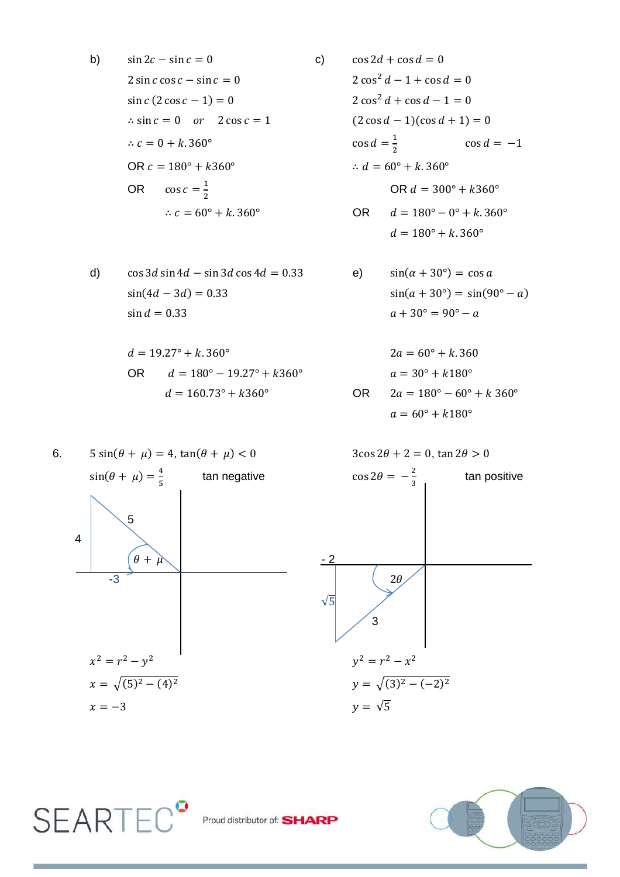b)

$\sin 2c - \sin c = 0$

$2\sin c \cos c - \sin c = 0$

$\sin c\,(2\cos c - 1) = 0$

$\therefore \sin c = 0 \quad or \quad 2\cos c = 1$

$\therefore c = 0 + k.360°$

OR $c = 180° + k360°$

OR $\quad \cos c = \frac{1}{2}$

$\therefore c = 60° + k.360°$

c)

$\cos 2d + \cos d = 0$

$2\cos^2 d - 1 + \cos d = 0$

$2\cos^2 d + \cos d - 1 = 0$

$(2\cos d - 1)(\cos d + 1) = 0$

$\cos d = \frac{1}{2} \qquad \cos d = -1$

$\therefore d = 60° + k.360°$

OR $d = 300° + k360°$

OR $\quad d = 180° - 0° + k.360°$

$d = 180° + k.360°$

d)

$\cos 3d \sin 4d - \sin 3d \cos 4d = 0.33$

$\sin(4d - 3d) = 0.33$

$\sin d = 0.33$

$d = 19.27° + k.360°$

OR $\quad d = 180° - 19.27° + k360°$

$d = 160.73° + k360°$

e)

$\sin(\alpha + 30°) = \cos a$

$\sin(a + 30°) = \sin(90° - a)$

$a + 30° = 90° - a$

$2a = 60° + k.360$

$a = 30° + k180°$

OR $\quad 2a = 180° - 60° + k\ 360°$

$a = 60° + k180°$

6.

$5\sin(\theta + \mu) = 4,\ \tan(\theta + \mu) < 0$

$\sin(\theta + \mu) = \frac{4}{5}$ tan negative

4

5

$\theta + \mu$

-3

$x^2 = r^2 - y^2$

$x = \sqrt{(5)^2 - (4)^2}$

$x = -3$

$3\cos 2\theta + 2 = 0,\ \tan 2\theta > 0$

$\cos 2\theta = -\frac{2}{3}$ tan positive

- 2

$2\theta$

$\sqrt{5}$

3

$y^2 = r^2 - x^2$

$y = \sqrt{(3)^2 - (-2)^2}$

$y = \sqrt{5}$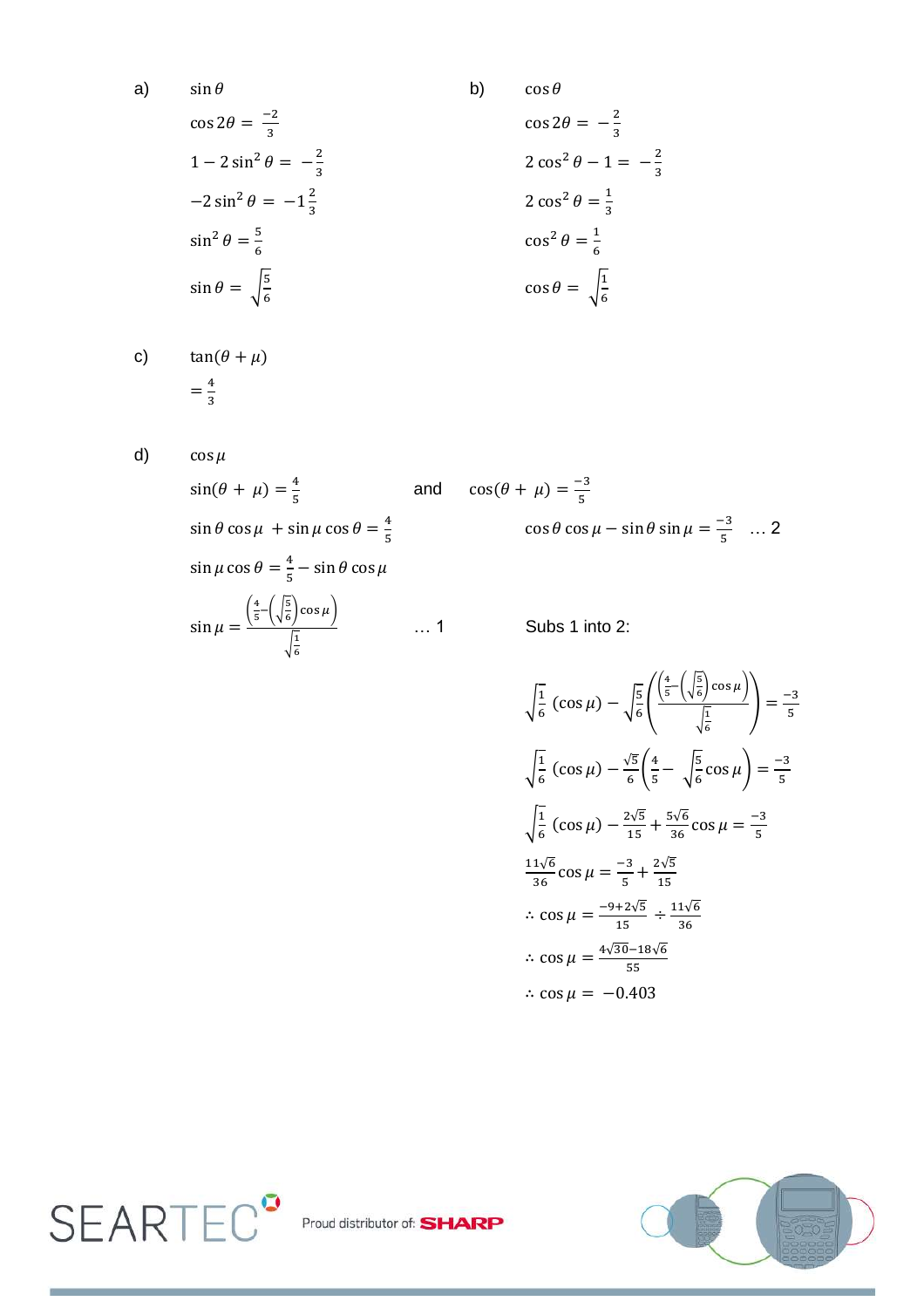a) $\sin\theta$

$\cos 2\theta = \frac{-2}{3}$

$1 - 2\sin^2\theta = -\frac{2}{3}$

$-2\sin^2\theta = -1\frac{2}{3}$

$\sin^2\theta = \frac{5}{6}$

$\sin\theta = \sqrt{\frac{5}{6}}$

b) $\cos\theta$

$\cos 2\theta = -\frac{2}{3}$

$2\cos^2\theta - 1 = -\frac{2}{3}$

$2\cos^2\theta = \frac{1}{3}$

$\cos^2\theta = \frac{1}{6}$

$\cos\theta = \sqrt{\frac{1}{6}}$

c) $\tan(\theta + \mu)$

$= \frac{4}{3}$

d) $\cos\mu$

$\sin(\theta + \mu) = \frac{4}{5}$ and $\cos(\theta + \mu) = \frac{-3}{5}$

$\sin\theta\cos\mu + \sin\mu\cos\theta = \frac{4}{5}$

$\sin\mu\cos\theta = \frac{4}{5} - \sin\theta\cos\mu$

$\sin\mu = \dfrac{\left(\frac{4}{5} - \left(\sqrt{\frac{5}{6}}\right)\cos\mu\right)}{\sqrt{\frac{1}{6}}}$ … 1

$\cos\theta\cos\mu - \sin\theta\sin\mu = \frac{-3}{5}$ … 2

Subs 1 into 2:

$$\sqrt{\frac{1}{6}}\,(\cos\mu) - \sqrt{\frac{5}{6}}\left(\frac{\left(\frac{4}{5} - \left(\sqrt{\frac{5}{6}}\right)\cos\mu\right)}{\sqrt{\frac{1}{6}}}\right) = \frac{-3}{5}$$

$$\sqrt{\frac{1}{6}}\,(\cos\mu) - \frac{\sqrt{5}}{6}\left(\frac{4}{5} - \sqrt{\frac{5}{6}}\cos\mu\right) = \frac{-3}{5}$$

$$\sqrt{\frac{1}{6}}\,(\cos\mu) - \frac{2\sqrt{5}}{15} + \frac{5\sqrt{6}}{36}\cos\mu = \frac{-3}{5}$$

$$\frac{11\sqrt{6}}{36}\cos\mu = \frac{-3}{5} + \frac{2\sqrt{5}}{15}$$

$$\therefore \cos\mu = \frac{-9+2\sqrt{5}}{15} \div \frac{11\sqrt{6}}{36}$$

$$\therefore \cos\mu = \frac{4\sqrt{30} - 18\sqrt{6}}{55}$$

$$\therefore \cos\mu = -0.403$$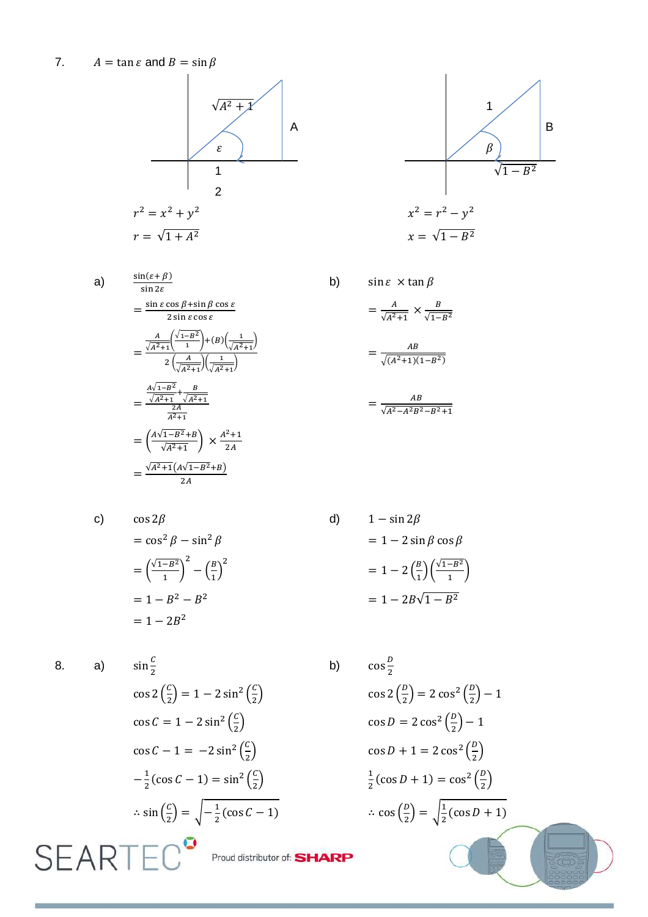7. $A = \tan\varepsilon$ and $B = \sin\beta$

(Triangle 1: hypotenuse $\sqrt{A^2+1}$, opposite side $A$, adjacent side $1$, angle $\varepsilon$) 2

(Triangle 2: hypotenuse $1$, opposite side $B$, adjacent side $\sqrt{1-B^2}$, angle $\beta$)

$$r^2 = x^2 + y^2$$
$$r = \sqrt{1+A^2}$$

$$x^2 = r^2 - y^2$$
$$x = \sqrt{1-B^2}$$

a)

$$\frac{\sin(\varepsilon+\beta)}{\sin 2\varepsilon}$$
$$= \frac{\sin\varepsilon\cos\beta + \sin\beta\cos\varepsilon}{2\sin\varepsilon\cos\varepsilon}$$
$$= \frac{\frac{A}{\sqrt{A^2+1}}\left(\frac{\sqrt{1-B^2}}{1}\right) + (B)\left(\frac{1}{\sqrt{A^2+1}}\right)}{2\left(\frac{A}{\sqrt{A^2+1}}\right)\left(\frac{1}{\sqrt{A^2+1}}\right)}$$
$$= \frac{\frac{A\sqrt{1-B^2}}{\sqrt{A^2+1}} + \frac{B}{\sqrt{A^2+1}}}{\frac{2A}{A^2+1}}$$
$$= \left(\frac{A\sqrt{1-B^2}+B}{\sqrt{A^2+1}}\right) \times \frac{A^2+1}{2A}$$
$$= \frac{\sqrt{A^2+1}\left(A\sqrt{1-B^2}+B\right)}{2A}$$

b)

$$\sin\varepsilon \times \tan\beta$$
$$= \frac{A}{\sqrt{A^2+1}} \times \frac{B}{\sqrt{1-B^2}}$$
$$= \frac{AB}{\sqrt{(A^2+1)(1-B^2)}}$$
$$= \frac{AB}{\sqrt{A^2 - A^2B^2 - B^2 + 1}}$$

c)

$$\cos 2\beta$$
$$= \cos^2\beta - \sin^2\beta$$
$$= \left(\frac{\sqrt{1-B^2}}{1}\right)^2 - \left(\frac{B}{1}\right)^2$$
$$= 1 - B^2 - B^2$$
$$= 1 - 2B^2$$

d)

$$1 - \sin 2\beta$$
$$= 1 - 2\sin\beta\cos\beta$$
$$= 1 - 2\left(\frac{B}{1}\right)\left(\frac{\sqrt{1-B^2}}{1}\right)$$
$$= 1 - 2B\sqrt{1-B^2}$$

8. a)

$$\sin\frac{C}{2}$$
$$\cos 2\left(\frac{C}{2}\right) = 1 - 2\sin^2\left(\frac{C}{2}\right)$$
$$\cos C = 1 - 2\sin^2\left(\frac{C}{2}\right)$$
$$\cos C - 1 = -2\sin^2\left(\frac{C}{2}\right)$$
$$-\frac{1}{2}(\cos C - 1) = \sin^2\left(\frac{C}{2}\right)$$
$$\therefore \sin\left(\frac{C}{2}\right) = \sqrt{-\frac{1}{2}(\cos C - 1)}$$

b)

$$\cos\frac{D}{2}$$
$$\cos 2\left(\frac{D}{2}\right) = 2\cos^2\left(\frac{D}{2}\right) - 1$$
$$\cos D = 2\cos^2\left(\frac{D}{2}\right) - 1$$
$$\cos D + 1 = 2\cos^2\left(\frac{D}{2}\right)$$
$$\frac{1}{2}(\cos D + 1) = \cos^2\left(\frac{D}{2}\right)$$
$$\therefore \cos\left(\frac{D}{2}\right) = \sqrt{\frac{1}{2}(\cos D + 1)}$$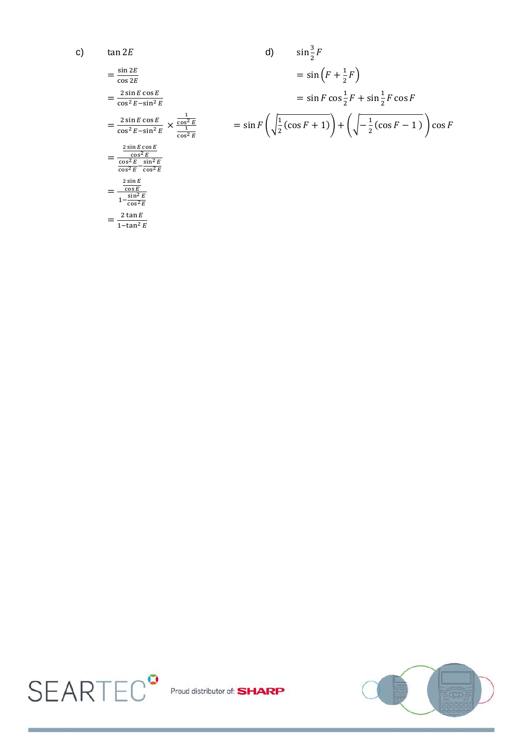c) $\tan 2E$

$$= \frac{\sin 2E}{\cos 2E}$$

$$= \frac{2\sin E\cos E}{\cos^2 E - \sin^2 E}$$

$$= \frac{2\sin E\cos E}{\cos^2 E - \sin^2 E} \times \frac{\frac{1}{\cos^2 E}}{\frac{1}{\cos^2 E}}$$

$$= \frac{\frac{2\sin E\cos E}{\cos^2 E}}{\frac{\cos^2 E}{\cos^2 E} - \frac{\sin^2 E}{\cos^2 E}}$$

$$= \frac{\frac{2\sin E}{\cos E}}{1 - \frac{\sin^2 E}{\cos^2 E}}$$

$$= \frac{2\tan E}{1 - \tan^2 E}$$

d) $\sin\frac{3}{2}F$

$$= \sin\left(F + \frac{1}{2}F\right)$$

$$= \sin F\cos\frac{1}{2}F + \sin\frac{1}{2}F\cos F$$

$$= \sin F\left(\sqrt{\frac{1}{2}(\cos F + 1)}\right) + \left(\sqrt{-\frac{1}{2}(\cos F - 1)}\right)\cos F$$